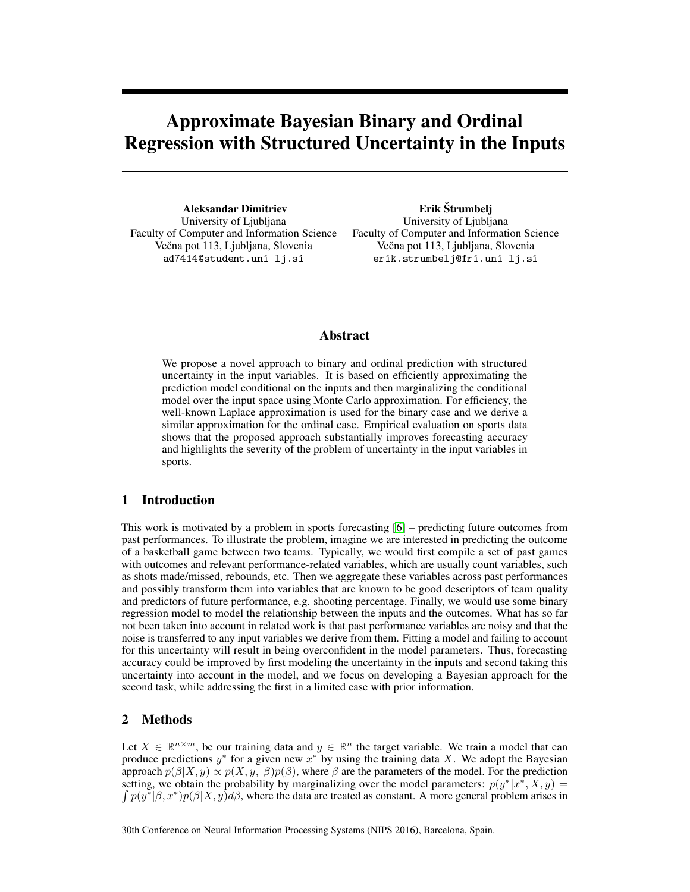# Approximate Bayesian Binary and Ordinal Regression with Structured Uncertainty in the Inputs

**Aleksandar Dimitriev**
University of Ljubljana
Faculty of Computer and Information Science
Večna pot 113, Ljubljana, Slovenia
ad7414@student.uni-lj.si

**Erik Štrumbelj**
University of Ljubljana
Faculty of Computer and Information Science
Večna pot 113, Ljubljana, Slovenia
erik.strumbelj@fri.uni-lj.si

## Abstract

We propose a novel approach to binary and ordinal prediction with structured uncertainty in the input variables. It is based on efficiently approximating the prediction model conditional on the inputs and then marginalizing the conditional model over the input space using Monte Carlo approximation. For efficiency, the well-known Laplace approximation is used for the binary case and we derive a similar approximation for the ordinal case. Empirical evaluation on sports data shows that the proposed approach substantially improves forecasting accuracy and highlights the severity of the problem of uncertainty in the input variables in sports.

## 1 Introduction

This work is motivated by a problem in sports forecasting [6] – predicting future outcomes from past performances. To illustrate the problem, imagine we are interested in predicting the outcome of a basketball game between two teams. Typically, we would first compile a set of past games with outcomes and relevant performance-related variables, which are usually count variables, such as shots made/missed, rebounds, etc. Then we aggregate these variables across past performances and possibly transform them into variables that are known to be good descriptors of team quality and predictors of future performance, e.g. shooting percentage. Finally, we would use some binary regression model to model the relationship between the inputs and the outcomes. What has so far not been taken into account in related work is that past performance variables are noisy and that the noise is transferred to any input variables we derive from them. Fitting a model and failing to account for this uncertainty will result in being overconfident in the model parameters. Thus, forecasting accuracy could be improved by first modeling the uncertainty in the inputs and second taking this uncertainty into account in the model, and we focus on developing a Bayesian approach for the second task, while addressing the first in a limited case with prior information.

## 2 Methods

Let $X \in \mathbb{R}^{n \times m}$, be our training data and $y \in \mathbb{R}^n$ the target variable. We train a model that can produce predictions $y^*$ for a given new $x^*$ by using the training data $X$. We adopt the Bayesian approach $p(\beta|X, y) \propto p(X, y, |\beta)p(\beta)$, where $\beta$ are the parameters of the model. For the prediction setting, we obtain the probability by marginalizing over the model parameters: $p(y^*|x^*, X, y) = \int p(y^*|\beta, x^*)p(\beta|X, y)d\beta$, where the data are treated as constant. A more general problem arises in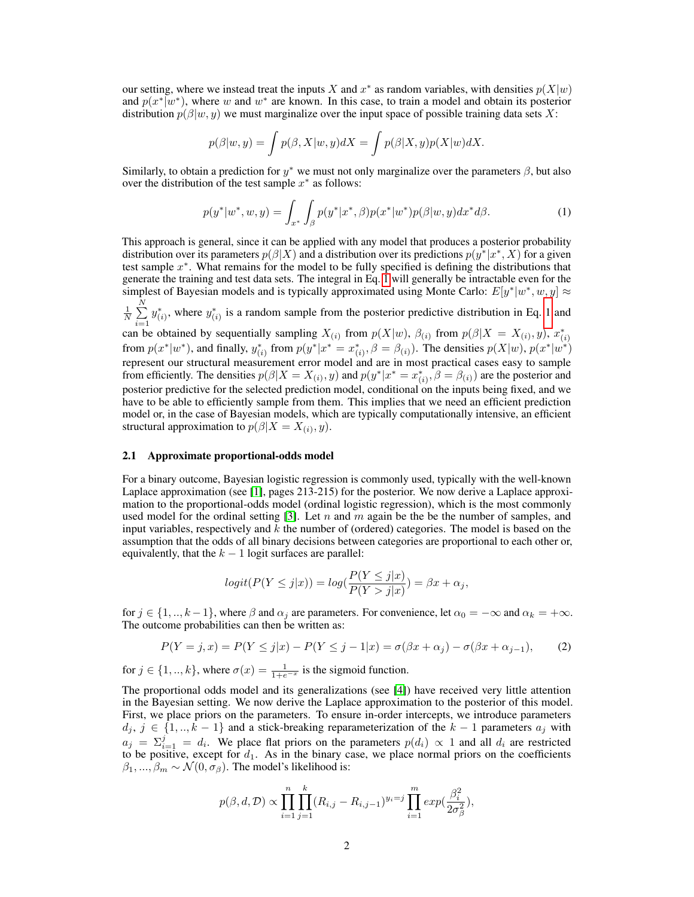our setting, where we instead treat the inputs $X$ and $x^*$ as random variables, with densities $p(X|w)$ and $p(x^*|w^*)$, where $w$ and $w^*$ are known. In this case, to train a model and obtain its posterior distribution $p(\beta|w, y)$ we must marginalize over the input space of possible training data sets $X$:

$$p(\beta|w, y) = \int p(\beta, X|w, y)dX = \int p(\beta|X, y)p(X|w)dX.$$

Similarly, to obtain a prediction for $y^*$ we must not only marginalize over the parameters $\beta$, but also over the distribution of the test sample $x^*$ as follows:

$$p(y^*|w^*, w, y) = \int_{x^*} \int_{\beta} p(y^*|x^*, \beta)p(x^*|w^*)p(\beta|w, y)dx^*d\beta. \tag{1}$$

This approach is general, since it can be applied with any model that produces a posterior probability distribution over its parameters $p(\beta|X)$ and a distribution over its predictions $p(y^*|x^*, X)$ for a given test sample $x^*$. What remains for the model to be fully specified is defining the distributions that generate the training and test data sets. The integral in Eq. 1 will generally be intractable even for the simplest of Bayesian models and is typically approximated using Monte Carlo: $E[y^*|w^*, w, y] \approx \frac{1}{N}\sum_{i=1}^{N} y^*_{(i)}$, where $y^*_{(i)}$ is a random sample from the posterior predictive distribution in Eq. 1 and can be obtained by sequentially sampling $X_{(i)}$ from $p(X|w)$, $\beta_{(i)}$ from $p(\beta|X = X_{(i)}, y)$, $x^*_{(i)}$ from $p(x^*|w^*)$, and finally, $y^*_{(i)}$ from $p(y^*|x^* = x^*_{(i)}, \beta = \beta_{(i)})$. The densities $p(X|w)$, $p(x^*|w^*)$ represent our structural measurement error model and are in most practical cases easy to sample from efficiently. The densities $p(\beta|X = X_{(i)}, y)$ and $p(y^*|x^* = x^*_{(i)}, \beta = \beta_{(i)})$ are the posterior and posterior predictive for the selected prediction model, conditional on the inputs being fixed, and we have to be able to efficiently sample from them. This implies that we need an efficient prediction model or, in the case of Bayesian models, which are typically computationally intensive, an efficient structural approximation to $p(\beta|X = X_{(i)}, y)$.

### 2.1 Approximate proportional-odds model

For a binary outcome, Bayesian logistic regression is commonly used, typically with the well-known Laplace approximation (see [1], pages 213-215) for the posterior. We now derive a Laplace approximation to the proportional-odds model (ordinal logistic regression), which is the most commonly used model for the ordinal setting [3]. Let $n$ and $m$ again be the be the number of samples, and input variables, respectively and $k$ the number of (ordered) categories. The model is based on the assumption that the odds of all binary decisions between categories are proportional to each other or, equivalently, that the $k-1$ logit surfaces are parallel:

$$logit(P(Y \leq j|x)) = log(\frac{P(Y \leq j|x)}{P(Y > j|x)}) = \beta x + \alpha_j,$$

for $j \in \{1, .., k-1\}$, where $\beta$ and $\alpha_j$ are parameters. For convenience, let $\alpha_0 = -\infty$ and $\alpha_k = +\infty$. The outcome probabilities can then be written as:

$$P(Y = j, x) = P(Y \leq j|x) - P(Y \leq j-1|x) = \sigma(\beta x + \alpha_j) - \sigma(\beta x + \alpha_{j-1}), \tag{2}$$

for $j \in \{1, .., k\}$, where $\sigma(x) = \frac{1}{1+e^{-x}}$ is the sigmoid function.

The proportional odds model and its generalizations (see [4]) have received very little attention in the Bayesian setting. We now derive the Laplace approximation to the posterior of this model. First, we place priors on the parameters. To ensure in-order intercepts, we introduce parameters $d_j$, $j \in \{1, .., k-1\}$ and a stick-breaking reparameterization of the $k-1$ parameters $a_j$ with $a_j = \Sigma_{i=1}^{j} = d_i$. We place flat priors on the parameters $p(d_i) \propto 1$ and all $d_i$ are restricted to be positive, except for $d_1$. As in the binary case, we place normal priors on the coefficients $\beta_1, ..., \beta_m \sim \mathcal{N}(0, \sigma_\beta)$. The model's likelihood is:

$$p(\beta, d, \mathcal{D}) \propto \prod_{i=1}^{n}\prod_{j=1}^{k}(R_{i,j} - R_{i,j-1})^{y_i = j}\prod_{i=1}^{m} exp(\frac{\beta_i^2}{2\sigma_\beta^2}),$$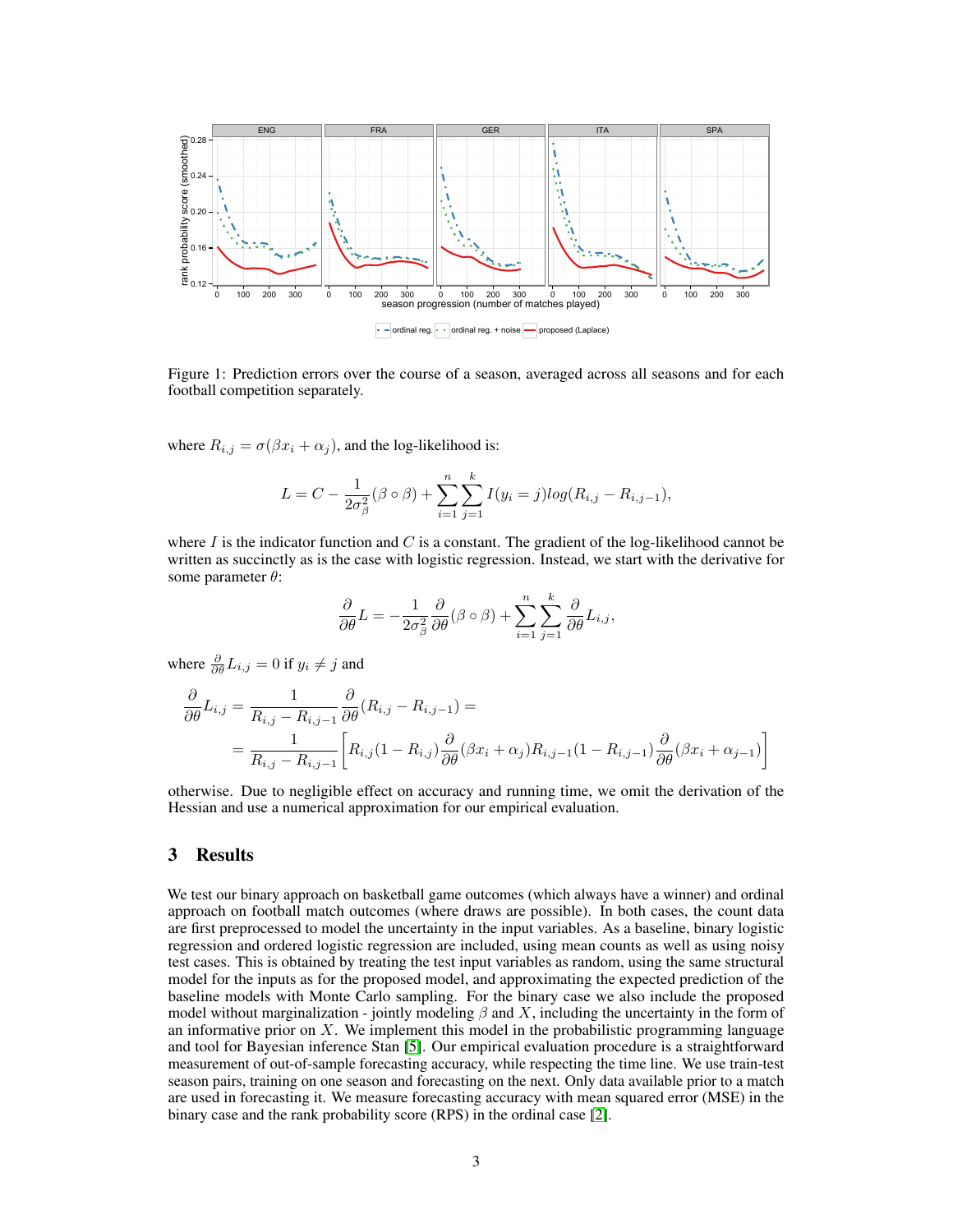Figure 1: Prediction errors over the course of a season, averaged across all seasons and for each football competition separately.

where $R_{i,j} = \sigma(\beta x_i + \alpha_j)$, and the log-likelihood is:

$$L = C - \frac{1}{2\sigma_\beta^2}(\beta \circ \beta) + \sum_{i=1}^{n}\sum_{j=1}^{k} I(y_i = j) log(R_{i,j} - R_{i,j-1}),$$

where $I$ is the indicator function and $C$ is a constant. The gradient of the log-likelihood cannot be written as succinctly as is the case with logistic regression. Instead, we start with the derivative for some parameter $\theta$:

$$\frac{\partial}{\partial \theta} L = -\frac{1}{2\sigma_\beta^2}\frac{\partial}{\partial \theta}(\beta \circ \beta) + \sum_{i=1}^{n}\sum_{j=1}^{k} \frac{\partial}{\partial \theta} L_{i,j},$$

where $\frac{\partial}{\partial \theta} L_{i,j} = 0$ if $y_i \neq j$ and

$$\begin{aligned}
\frac{\partial}{\partial \theta} L_{i,j} &= \frac{1}{R_{i,j} - R_{i,j-1}} \frac{\partial}{\partial \theta}(R_{i,j} - R_{i,j-1}) = \\
&= \frac{1}{R_{i,j} - R_{i,j-1}} \left[ R_{i,j}(1 - R_{i,j}) \frac{\partial}{\partial \theta}(\beta x_i + \alpha_j) R_{i,j-1}(1 - R_{i,j-1}) \frac{\partial}{\partial \theta}(\beta x_i + \alpha_{j-1}) \right]
\end{aligned}$$

otherwise. Due to negligible effect on accuracy and running time, we omit the derivation of the Hessian and use a numerical approximation for our empirical evaluation.

## 3 Results

We test our binary approach on basketball game outcomes (which always have a winner) and ordinal approach on football match outcomes (where draws are possible). In both cases, the count data are first preprocessed to model the uncertainty in the input variables. As a baseline, binary logistic regression and ordered logistic regression are included, using mean counts as well as using noisy test cases. This is obtained by treating the test input variables as random, using the same structural model for the inputs as for the proposed model, and approximating the expected prediction of the baseline models with Monte Carlo sampling. For the binary case we also include the proposed model without marginalization - jointly modeling $\beta$ and $X$, including the uncertainty in the form of an informative prior on $X$. We implement this model in the probabilistic programming language and tool for Bayesian inference Stan [5]. Our empirical evaluation procedure is a straightforward measurement of out-of-sample forecasting accuracy, while respecting the time line. We use train-test season pairs, training on one season and forecasting on the next. Only data available prior to a match are used in forecasting it. We measure forecasting accuracy with mean squared error (MSE) in the binary case and the rank probability score (RPS) in the ordinal case [2].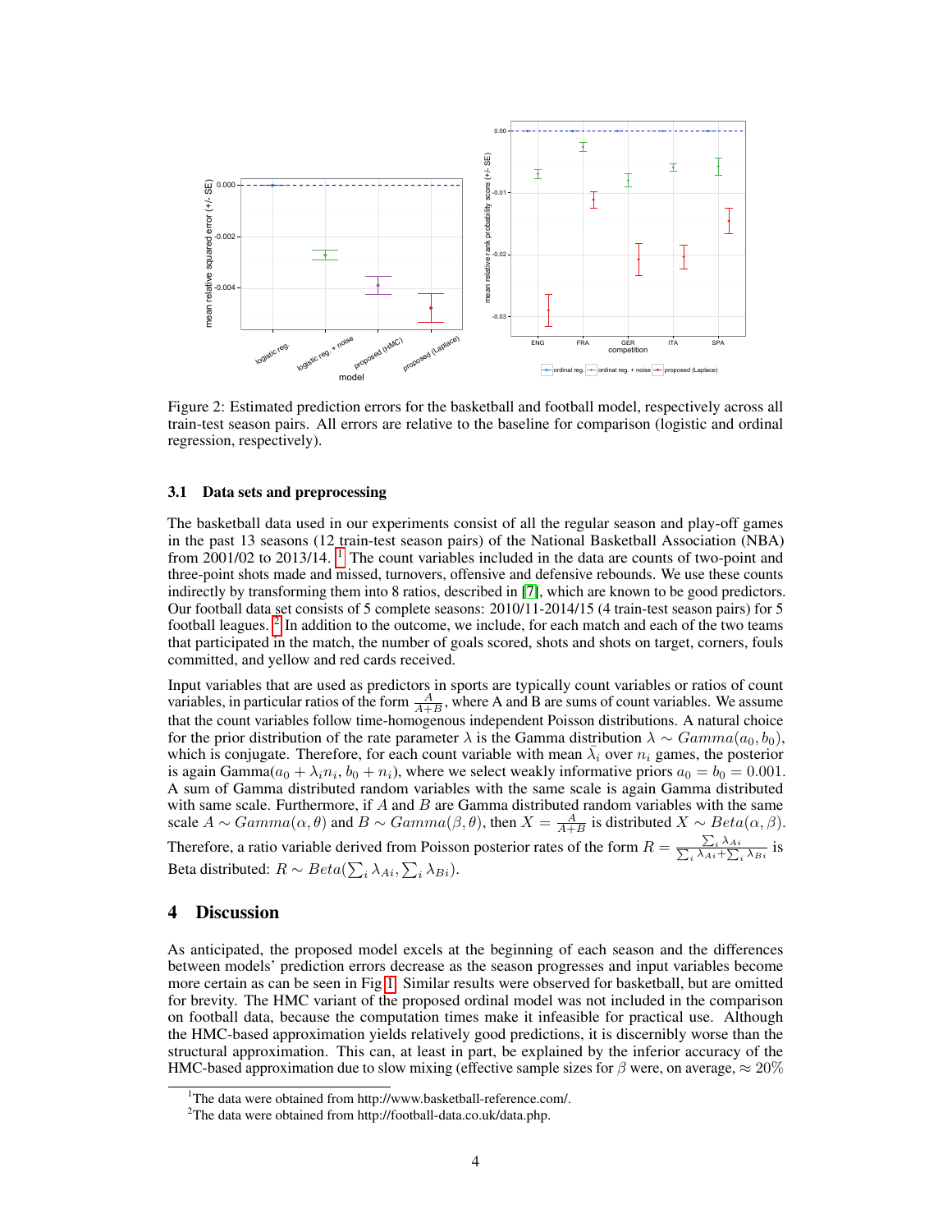Figure 2: Estimated prediction errors for the basketball and football model, respectively across all train-test season pairs. All errors are relative to the baseline for comparison (logistic and ordinal regression, respectively).

### 3.1 Data sets and preprocessing

The basketball data used in our experiments consist of all the regular season and play-off games in the past 13 seasons (12 train-test season pairs) of the National Basketball Association (NBA) from 2001/02 to 2013/14. [1] The count variables included in the data are counts of two-point and three-point shots made and missed, turnovers, offensive and defensive rebounds. We use these counts indirectly by transforming them into 8 ratios, described in [7], which are known to be good predictors. Our football data set consists of 5 complete seasons: 2010/11-2014/15 (4 train-test season pairs) for 5 football leagues. [2] In addition to the outcome, we include, for each match and each of the two teams that participated in the match, the number of goals scored, shots and shots on target, corners, fouls committed, and yellow and red cards received.

Input variables that are used as predictors in sports are typically count variables or ratios of count variables, in particular ratios of the form $\frac{A}{A+B}$, where A and B are sums of count variables. We assume that the count variables follow time-homogenous independent Poisson distributions. A natural choice for the prior distribution of the rate parameter $\lambda$ is the Gamma distribution $\lambda \sim Gamma(a_0, b_0)$, which is conjugate. Therefore, for each count variable with mean $\bar{\lambda}_i$ over $n_i$ games, the posterior is again Gamma$(a_0 + \bar{\lambda}_i n_i, b_0 + n_i)$, where we select weakly informative priors $a_0 = b_0 = 0.001$. A sum of Gamma distributed random variables with the same scale is again Gamma distributed with same scale. Furthermore, if $A$ and $B$ are Gamma distributed random variables with the same scale $A \sim Gamma(\alpha, \theta)$ and $B \sim Gamma(\beta, \theta)$, then $X = \frac{A}{A+B}$ is distributed $X \sim Beta(\alpha, \beta)$. Therefore, a ratio variable derived from Poisson posterior rates of the form $R = \frac{\sum_i \lambda_{Ai}}{\sum_i \lambda_{Ai} + \sum_i \lambda_{Bi}}$ is Beta distributed: $R \sim Beta(\sum_i \lambda_{Ai}, \sum_i \lambda_{Bi})$.

## 4 Discussion

As anticipated, the proposed model excels at the beginning of each season and the differences between models' prediction errors decrease as the season progresses and input variables become more certain as can be seen in Fig 1. Similar results were observed for basketball, but are omitted for brevity. The HMC variant of the proposed ordinal model was not included in the comparison on football data, because the computation times make it infeasible for practical use. Although the HMC-based approximation yields relatively good predictions, it is discernibly worse than the structural approximation. This can, at least in part, be explained by the inferior accuracy of the HMC-based approximation due to slow mixing (effective sample sizes for $\beta$ were, on average, $\approx 20\%$

[1] The data were obtained from http://www.basketball-reference.com/.

[2] The data were obtained from http://football-data.co.uk/data.php.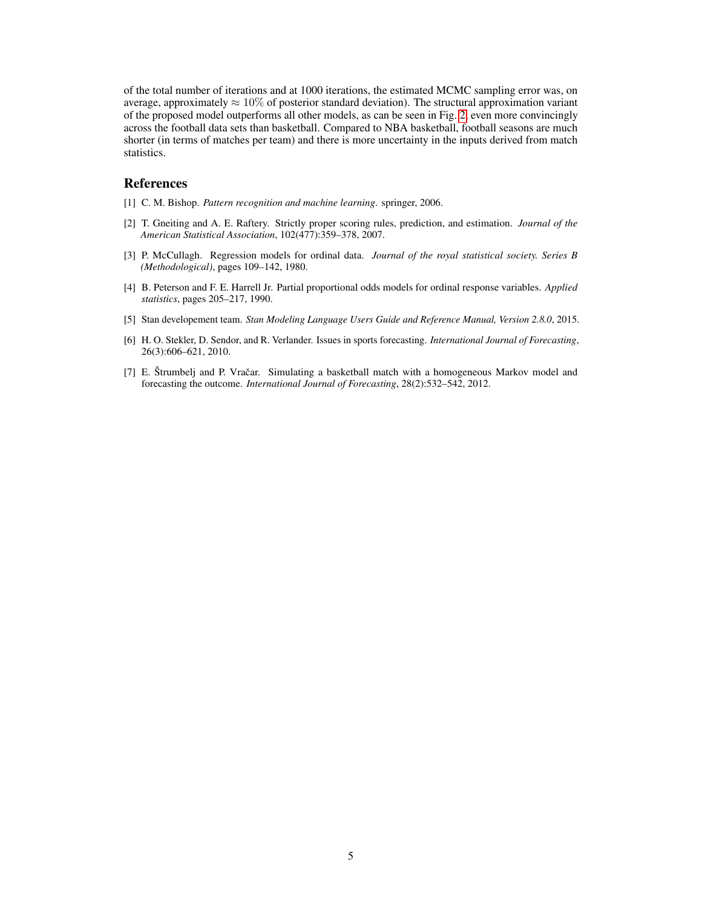of the total number of iterations and at 1000 iterations, the estimated MCMC sampling error was, on average, approximately $\approx 10\%$ of posterior standard deviation). The structural approximation variant of the proposed model outperforms all other models, as can be seen in Fig. 2, even more convincingly across the football data sets than basketball. Compared to NBA basketball, football seasons are much shorter (in terms of matches per team) and there is more uncertainty in the inputs derived from match statistics.

## References

[1] C. M. Bishop. *Pattern recognition and machine learning*. springer, 2006.

[2] T. Gneiting and A. E. Raftery. Strictly proper scoring rules, prediction, and estimation. *Journal of the American Statistical Association*, 102(477):359–378, 2007.

[3] P. McCullagh. Regression models for ordinal data. *Journal of the royal statistical society. Series B (Methodological)*, pages 109–142, 1980.

[4] B. Peterson and F. E. Harrell Jr. Partial proportional odds models for ordinal response variables. *Applied statistics*, pages 205–217, 1990.

[5] Stan developement team. *Stan Modeling Language Users Guide and Reference Manual, Version 2.8.0*, 2015.

[6] H. O. Stekler, D. Sendor, and R. Verlander. Issues in sports forecasting. *International Journal of Forecasting*, 26(3):606–621, 2010.

[7] E. Štrumbelj and P. Vračar. Simulating a basketball match with a homogeneous Markov model and forecasting the outcome. *International Journal of Forecasting*, 28(2):532–542, 2012.